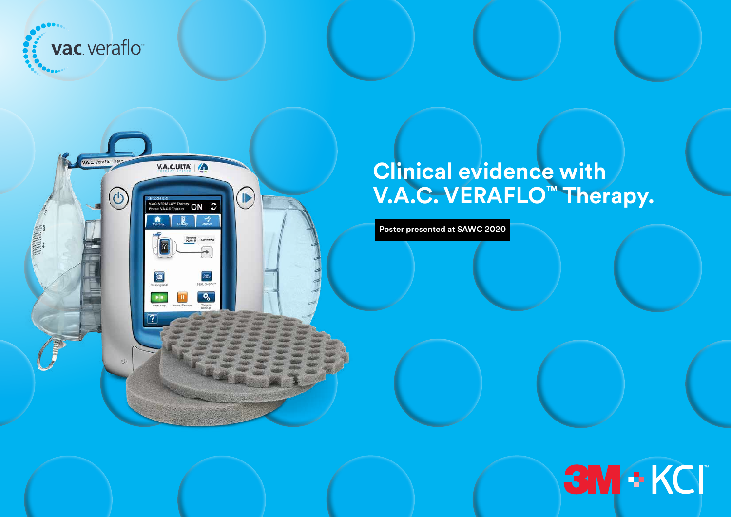vac veraflo™

# Clinical evidence with V.A.C. VERAFLO™ Therapy.

**Poster presented at SAWC 2020**

3M + KCI™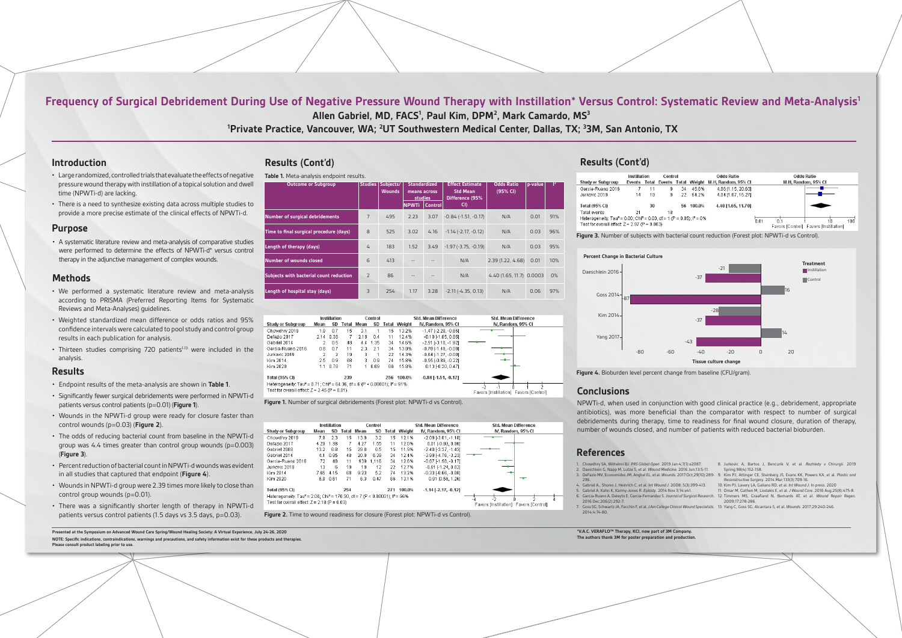# Frequency of Surgical Debridement During Use of Negative Pressure Wound Therapy with Instillation* Versus Control: Systematic Review and Meta-Analysis[1]

**Allen Gabriel, MD, FACS[1], Paul Kim, DPM[2], Mark Camardo, MS[3]**

**[1]Private Practice, Vancouver, WA; [2]UT Southwestern Medical Center, Dallas, TX; [3]3M, San Antonio, TX**

## Introduction

- Large randomized, controlled trials that evaluate the effects of negative pressure wound therapy with instillation of a topical solution and dwell time (NPWTi-d) are lacking.
- There is a need to synthesize existing data across multiple studies to provide a more precise estimate of the clinical effects of NPWTi-d.

## Purpose

- A systematic literature review and meta-analysis of comparative studies were performed to determine the effects of NPWTi-d* versus control therapy in the adjunctive management of complex wounds.

## Methods

- We performed a systematic literature review and meta-analysis according to PRISMA (Preferred Reporting Items for Systematic Reviews and Meta-Analyses) guidelines.
- Weighted standardized mean difference or odds ratios and 95% confidence intervals were calculated to pool study and control group results in each publication for analysis.
- Thirteen studies comprising 720 patients[1-13] were included in the analysis.

## Results

- Endpoint results of the meta-analysis are shown in **Table 1**.
- Significantly fewer surgical debridements were performed in NPWTi-d patients versus control patients (p=0.01) (**Figure 1**).
- Wounds in the NPWTi-d group were ready for closure faster than control wounds (p=0.03) (**Figure 2**).
- The odds of reducing bacterial count from baseline in the NPWTi-d group was 4.4 times greater than control group wounds (p=0.003) (**Figure 3**).
- Percent reduction of bacterial count in NPWTi-d wounds was evident in all studies that captured that endpoint (**Figure 4**).
- Wounds in NPWTi-d group were 2.39 times more likely to close than control group wounds (p=0.01).
- There was a significantly shorter length of therapy in NPWTi-d patients versus control patients (1.5 days vs 3.5 days, p=0.03).

## Results (Cont'd)

**Table 1.** Meta-analysis endpoint results.

| Outcome or Subgroup | Studies | Subjects/ Wounds | Standardized means across studies | | Effect Estimate Std Mean Difference (95% CI) | Odds Ratio (95% CI) | p-value | I² |
|---|---|---|---|---|---|---|---|---|
| | | | NPWTi | Control | | | | |
| Number of surgical debridements | 7 | 495 | 2.23 | 3.07 | -0.84 (-1.51, -0.17) | N/A | 0.01 | 91% |
| Time to final surgical procedure (days) | 8 | 525 | 3.02 | 4.16 | -1.14 (-2.17, -0.12) | N/A | 0.03 | 96% |
| Length of therapy (days) | 4 | 183 | 1.52 | 3.49 | -1.97 (-3.75, -0.19) | N/A | 0.03 | 95% |
| Number of wounds closed | 6 | 413 | -- | -- | N/A | 2.39 (1.22, 4.68) | 0.01 | 10% |
| Subjects with bacterial count reduction | 2 | 86 | -- | -- | N/A | 4.40 (1.65, 11.7) | 0.0003 | 0% |
| Length of hospital stay (days) | 3 | 254 | 1.17 | 3.28 | -2.11 (-4.35, 0.13) | N/A | 0.06 | 97% |

| Study or Subgroup | Instillation Mean | SD | Total | Control Mean | SD | Total | Weight | Std. Mean Difference IV, Random, 95% CI |
|---|---|---|---|---|---|---|---|---|
| Chowdhry 2019 | 1.8 | 0.7 | 15 | 3.1 | 1 | 15 | 13.2% | -1.47 [-2.28, -0.65] |
| Defazio 2017 | 2.14 | 0.38 | 7 | 2.18 | 0.4 | 11 | 12.4% | -0.10 [-1.05, 0.85] |
| Gabriel 2014 | 2 | 0.5 | 48 | 4.4 | 1.35 | 34 | 14.6% | -2.51 [-3.10, -1.92] |
| Garcia-Ruano 2016 | 0.8 | 0.7 | 11 | 2.3 | 2.1 | 34 | 13.9% | -0.78 [-1.48, -0.08] |
| Jurkovic 2019 | 2 | 2 | 19 | 3 | 1 | 22 | 14.3% | -0.64 [-1.27, -0.00] |
| Kim 2014 | 2.5 | 0.9 | 68 | 3 | 0.9 | 74 | 15.8% | -0.55 [-0.89, -0.22] |
| Kim 2020 | 1.1 | 0.78 | 71 | 1 | 0.69 | 86 | 15.8% | 0.13 [-0.20, 0.47] |
| **Total (95% CI)** | | | **239** | | | **256** | **100.0%** | **-0.84 [-1.51, -0.17]** |

Heterogeneity: Tau² = 0.71; Chi² = 64.36, df = 6 (P < 0.00001); I² = 91%
Test for overall effect: Z = 2.45 (P = 0.01)

**Figure 1.** Number of surgical debridements (Forest plot: NPWTi-d vs Control).

| Study or Subgroup | Instillation Mean | SD | Total | Control Mean | SD | Total | Weight | Std. Mean Difference IV, Random, 95% CI |
|---|---|---|---|---|---|---|---|---|
| Chowdhry 2019 | 7.9 | 2.3 | 15 | 13.9 | 3.2 | 15 | 12.1% | -2.09 [-3.01, -1.18] |
| Defazio 2017 | 4.29 | 1.38 | 7 | 4.27 | 1.55 | 11 | 12.0% | 0.01 [-0.93, 0.96] |
| Gabriel 2008 | 13.2 | 6.8 | 15 | 29.6 | 6.5 | 15 | 11.9% | -2.40 [-3.37, -1.43] |
| Gabriel 2014 | 4.1 | 0.95 | 48 | 20.9 | 6.39 | 34 | 12.4% | -3.99 [-4.76, -3.23] |
| Garcia-Ruano 2016 | 72 | 48 | 11 | 938 | 1,116 | 34 | 12.6% | -0.87 [-1.58, -0.17] |
| Jurkovic 2019 | 13 | 6 | 19 | 19 | 12 | 22 | 12.7% | -0.61 [-1.24, 0.02] |
| Kim 2014 | 7.65 | 4.15 | 68 | 9.23 | 5.2 | 74 | 13.2% | -0.33 [-0.66, -0.00] |
| Kim 2020 | 6.8 | 0.61 | 71 | 6.3 | 0.47 | 86 | 13.1% | 0.91 [0.58, 1.24] |
| **Total (95% CI)** | | | **254** | | | **271** | **100.0%** | **-1.14 [-2.17, -0.12]** |

Heterogeneity: Tau² = 2.06; Chi² = 170.30, df = 7 (P < 0.00001); I² = 96%
Test for overall effect: Z = 2.18 (P = 0.03)

**Figure 2.** Time to wound readiness for closure (Forest plot: NPWTi-d vs Control).

| Study or Subgroup | Instillation Events | Total | Control Events | Total | Weight | Odds Ratio M-H, Random, 95% CI |
|---|---|---|---|---|---|---|
| Garcia-Ruano 2016 | 7 | 11 | 9 | 34 | 45.8% | 4.86 [1.15, 20.63] |
| Jurkovic 2019 | 14 | 19 | 9 | 22 | 54.2% | 4.04 [1.07, 15.27] |
| **Total (95% CI)** | | **30** | | **56** | **100.0%** | **4.40 [1.65, 11.70]** |
| Total events | 21 | | 18 | | | |

Heterogeneity: Tau² = 0.00; Chi² = 0.03, df = 1 (P = 0.85); I² = 0%
Test for overall effect: Z = 2.97 (P = 0.003)

**Figure 3.** Number of subjects with bacterial count reduction (Forest plot: NPWTi-d vs Control).

Percent Change in Bacterial Culture

| Study | Instillation | Control |
|---|---|---|
| Daeschlein 2016 | -37 | -21 |
| Goss 2014 | -87 | 16 |
| Kim 2014 | -37 | -28 |
| Yang 2017 | -43 | 14 |

**Figure 4.** Bioburden level percent change from baseline (CFU/gram).

## Conclusions

NPWTi-d, when used in conjunction with good clinical practice (e.g., debridement, appropriate antibiotics), was more beneficial than the comparator with respect to number of surgical debridements during therapy, time to readiness for final wound closure, duration of therapy, number of wounds closed, and number of patients with reduced bacterial bioburden.

## References

1. Chowdhry SA, Wilhelmi BJ. *PRS Global Open*. 2019 Jan 4;7(1):e2087.
2. Daeschlein G, Napp M, Lutze S, et al. *Wound Medicine*. 2016 Jun;13:5-11.
3. DeFazio MV, Economides JM, Anghel EL, et al. *Wounds*. 2017 Oct;29(10):289-296.
4. Gabriel A, Shores J, Heinrich C, et al. *Int Wound J*. 2008; 5(3):399-413.
5. Gabriel A, Kahn K, Karmy-Jones R. *Eplasty*. 2014 Nov 3;14:e41.
6. Garcia-Ruano A, Deleyto E, Garcia-Fernandez S. *Journal of Surgical Research*. 2016 Dec;206(2):292-7.
7. Goss SG, Schwartz JA, Facchin F, et al. *J Am College Clinical Wound Specialists*. 2014;4:74-80.
8. Jurkovic A, Bartos J, Bencurik V, et al. *Rozhledy v Chirurgii*. 2019 Spring;98(4):152-158.
9. Kim PJ, Attinger CE, Steinberg JS, Evans KK, Powers KA, et al. *Plastic and Reconstructive Surgery*. 2014 Mar;133(3):709-16.
10. Kim PJ, Lavery LA, Galiano RD, et al. *Int Wound J*. In press. 2020
11. Omar M, Gathen M, Liodakis E, et al. *J Wound Care*. 2016 Aug;25(8):475-8.
12. Timmers MS, Graafland N, Bernards AT, et al. *Wound Repair Regen*. 2009;17:278-286.
13. Yang C, Goss SG, Alcantara S, et al. *Wounds*. 2017;29:240-246.

**Presented at the Symposium on Advanced Wound Care Spring/Wound Healing Society: A Virtual Experience, July 24-26, 2020**

**NOTE: Specific indications, contraindications, warnings and precautions, and safety information exist for these products and therapies. Please consult product labeling prior to use.**

**\*V.A.C. VERAFLO™ Therapy, KCI, now part of 3M Company.**
**The authors thank 3M for poster preparation and production.**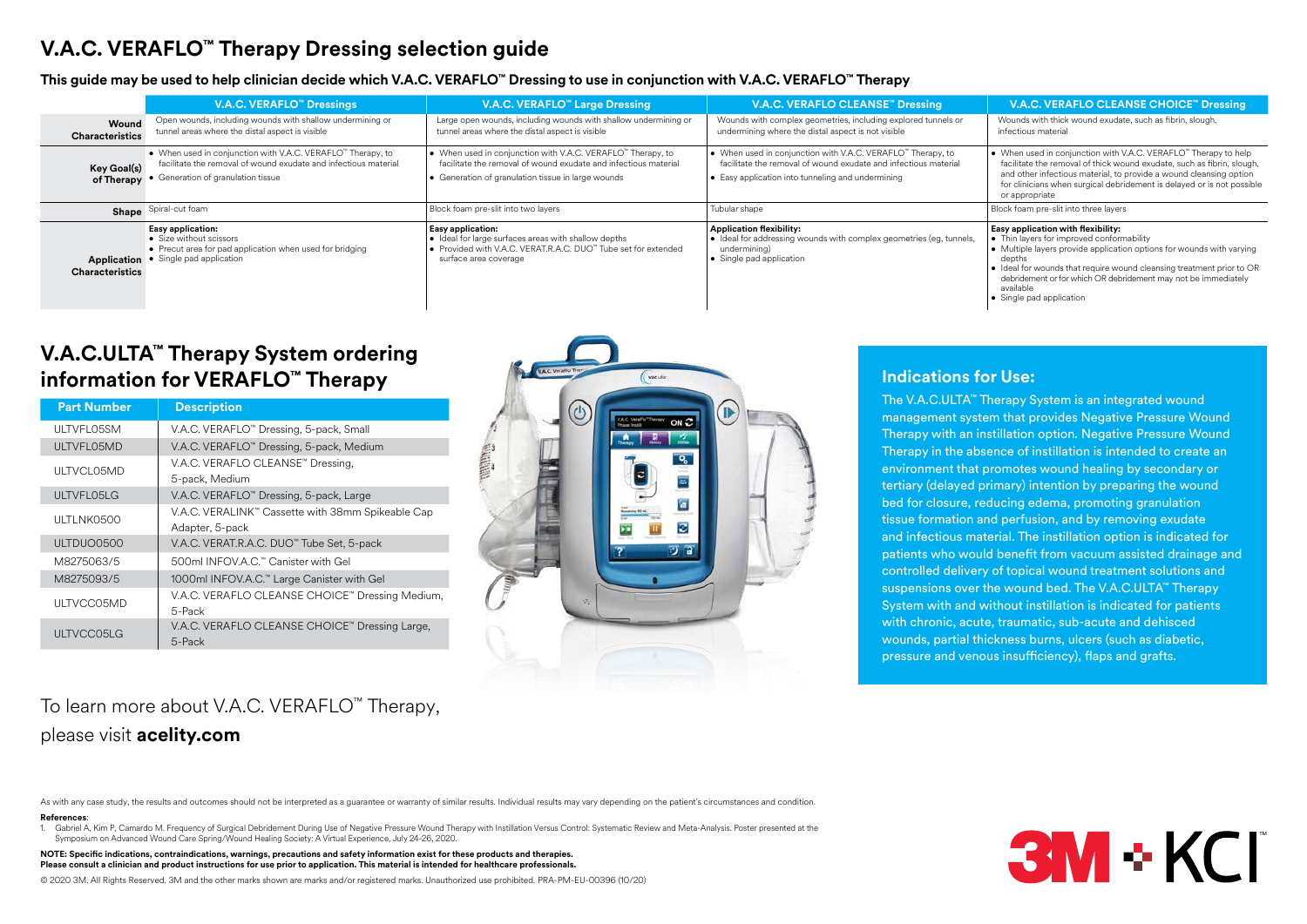# V.A.C. VERAFLO™ Therapy Dressing selection guide

**This guide may be used to help clinician decide which V.A.C. VERAFLO™ Dressing to use in conjunction with V.A.C. VERAFLO™ Therapy**

| | V.A.C. VERAFLO™ Dressings | V.A.C. VERAFLO™ Large Dressing | V.A.C. VERAFLO CLEANSE™ Dressing | V.A.C. VERAFLO CLEANSE CHOICE™ Dressing |
|---|---|---|---|---|
| **Wound Characteristics** | Open wounds, including wounds with shallow undermining or tunnel areas where the distal aspect is visible | Large open wounds, including wounds with shallow undermining or tunnel areas where the distal aspect is visible | Wounds with complex geometries, including explored tunnels or undermining where the distal aspect is not visible | Wounds with thick wound exudate, such as fibrin, slough, infectious material |
| **Key Goal(s) of Therapy** | • When used in conjunction with V.A.C. VERAFLO™ Therapy, to facilitate the removal of wound exudate and infectious material<br>• Generation of granulation tissue | • When used in conjunction with V.A.C. VERAFLO™ Therapy, to facilitate the removal of wound exudate and infectious material<br>• Generation of granulation tissue in large wounds | • When used in conjunction with V.A.C. VERAFLO™ Therapy, to facilitate the removal of wound exudate and infectious material<br>• Easy application into tunneling and undermining | • When used in conjunction with V.A.C. VERAFLO™ Therapy to help facilitate the removal of thick wound exudate, such as fibrin, slough, and other infectious material, to provide a wound cleansing option for clinicians when surgical debridement is delayed or is not possible or appropriate |
| **Shape** | Spiral-cut foam | Block foam pre-slit into two layers | Tubular shape | Block foam pre-slit into three layers |
| **Application Characteristics** | **Easy application:**<br>• Size without scissors<br>• Precut area for pad application when used for bridging<br>• Single pad application | **Easy application:**<br>• Ideal for large surfaces areas with shallow depths<br>• Provided with V.A.C. VERAT.R.A.C. DUO™ Tube set for extended surface area coverage | **Application flexibility:**<br>• Ideal for addressing wounds with complex geometries (eg, tunnels, undermining)<br>• Single pad application | **Easy application with flexibility:**<br>• Thin layers for improved conformability<br>• Multiple layers provide application options for wounds with varying depths<br>• Ideal for wounds that require wound cleansing treatment prior to OR debridement or for which OR debridement may not be immediately available<br>• Single pad application |

## V.A.C.ULTA™ Therapy System ordering information for VERAFLO™ Therapy

| Part Number | Description |
|---|---|
| ULTVFL05SM | V.A.C. VERAFLO™ Dressing, 5-pack, Small |
| ULTVFL05MD | V.A.C. VERAFLO™ Dressing, 5-pack, Medium |
| ULTVCL05MD | V.A.C. VERAFLO CLEANSE™ Dressing, 5-pack, Medium |
| ULTVFL05LG | V.A.C. VERAFLO™ Dressing, 5-pack, Large |
| ULTLNK0500 | V.A.C. VERALINK™ Cassette with 38mm Spikeable Cap Adapter, 5-pack |
| ULTDUO0500 | V.A.C. VERAT.R.A.C. DUO™ Tube Set, 5-pack |
| M8275063/5 | 500ml INFOV.A.C.™ Canister with Gel |
| M8275093/5 | 1000ml INFOV.A.C.™ Large Canister with Gel |
| ULTVCC05MD | V.A.C. VERAFLO CLEANSE CHOICE™ Dressing Medium, 5-Pack |
| ULTVCC05LG | V.A.C. VERAFLO CLEANSE CHOICE™ Dressing Large, 5-Pack |

## Indications for Use:

The V.A.C.ULTA™ Therapy System is an integrated wound management system that provides Negative Pressure Wound Therapy with an instillation option. Negative Pressure Wound Therapy in the absence of instillation is intended to create an environment that promotes wound healing by secondary or tertiary (delayed primary) intention by preparing the wound bed for closure, reducing edema, promoting granulation tissue formation and perfusion, and by removing exudate and infectious material. The instillation option is indicated for patients who would benefit from vacuum assisted drainage and controlled delivery of topical wound treatment solutions and suspensions over the wound bed. The V.A.C.ULTA™ Therapy System with and without instillation is indicated for patients with chronic, acute, traumatic, sub-acute and dehisced wounds, partial thickness burns, ulcers (such as diabetic, pressure and venous insufficiency), flaps and grafts.

To learn more about V.A.C. VERAFLO™ Therapy, please visit **acelity.com**

As with any case study, the results and outcomes should not be interpreted as a guarantee or warranty of similar results. Individual results may vary depending on the patient's circumstances and condition.

**References**:

1. Gabriel A, Kim P, Camardo M. Frequency of Surgical Debridement During Use of Negative Pressure Wound Therapy with Instillation Versus Control: Systematic Review and Meta-Analysis. Poster presented at the Symposium on Advanced Wound Care Spring/Wound Healing Society: A Virtual Experience, July 24-26, 2020.

**NOTE: Specific indications, contraindications, warnings, precautions and safety information exist for these products and therapies. Please consult a clinician and product instructions for use prior to application. This material is intended for healthcare professionals.**

© 2020 3M. All Rights Reserved. 3M and the other marks shown are marks and/or registered marks. Unauthorized use prohibited. PRA-PM-EU-00396 (10/20)

3M + KCI™